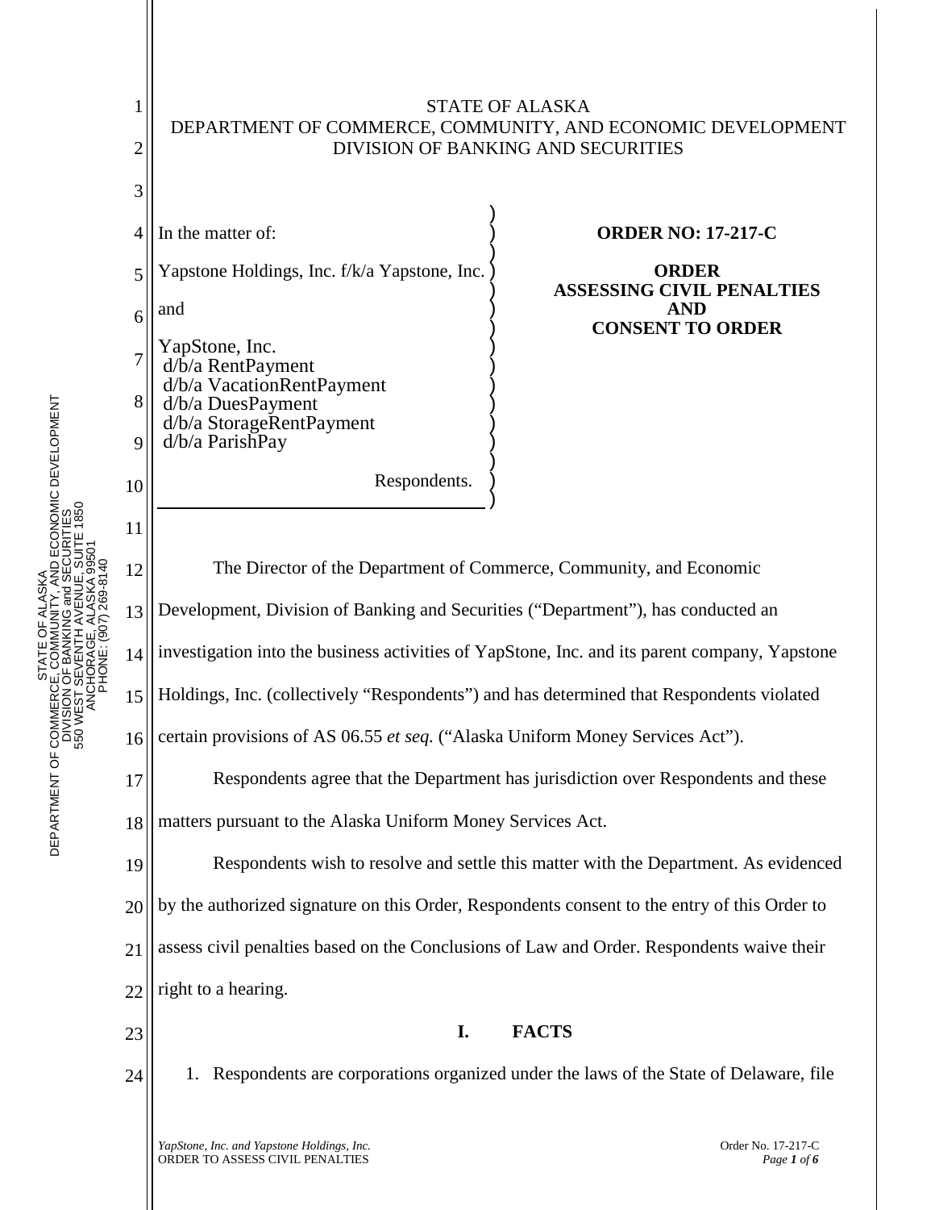STATE OF ALASKA
DEPARTMENT OF COMMERCE, COMMUNITY, AND ECONOMIC DEVELOPMENT
DIVISION OF BANKING AND SECURITIES

In the matter of:

Yapstone Holdings, Inc. f/k/a Yapstone, Inc.

and

YapStone, Inc.
d/b/a RentPayment
d/b/a VacationRentPayment
d/b/a DuesPayment
d/b/a StorageRentPayment
d/b/a ParishPay

Respondents.

**ORDER NO: 17-217-C**

**ORDER ASSESSING CIVIL PENALTIES AND CONSENT TO ORDER**

The Director of the Department of Commerce, Community, and Economic Development, Division of Banking and Securities ("Department"), has conducted an investigation into the business activities of YapStone, Inc. and its parent company, Yapstone Holdings, Inc. (collectively "Respondents") and has determined that Respondents violated certain provisions of AS 06.55 *et seq.* ("Alaska Uniform Money Services Act").

Respondents agree that the Department has jurisdiction over Respondents and these matters pursuant to the Alaska Uniform Money Services Act.

Respondents wish to resolve and settle this matter with the Department. As evidenced by the authorized signature on this Order, Respondents consent to the entry of this Order to assess civil penalties based on the Conclusions of Law and Order. Respondents waive their right to a hearing.

## I. FACTS

1. Respondents are corporations organized under the laws of the State of Delaware, file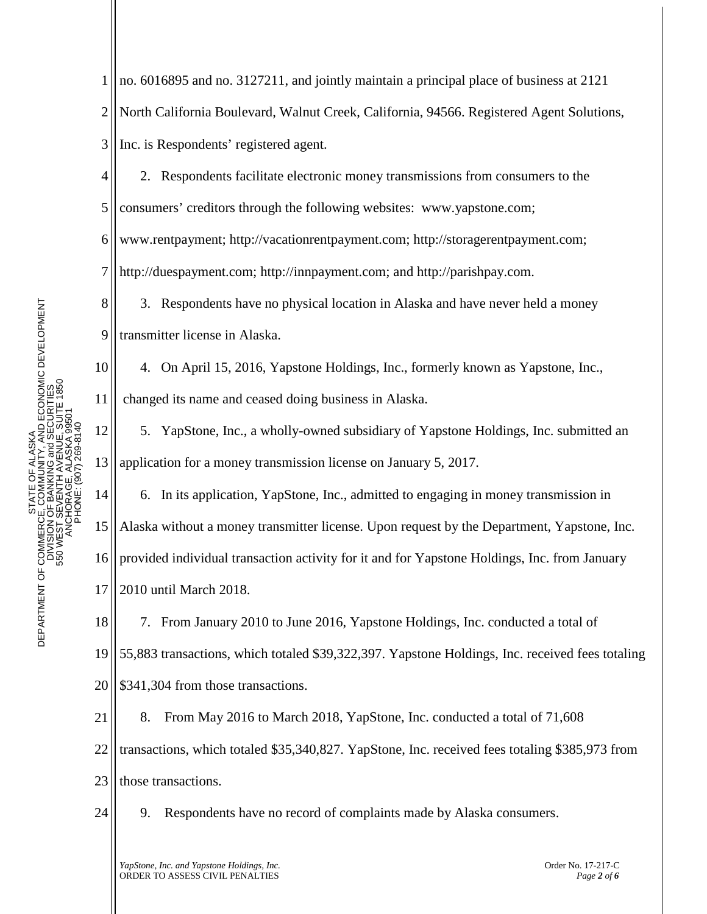no. 6016895 and no. 3127211, and jointly maintain a principal place of business at 2121 North California Boulevard, Walnut Creek, California, 94566. Registered Agent Solutions, Inc. is Respondents' registered agent.

2. Respondents facilitate electronic money transmissions from consumers to the consumers' creditors through the following websites: www.yapstone.com; www.rentpayment; http://vacationrentpayment.com; http://storagerentpayment.com; http://duespayment.com; http://innpayment.com; and http://parishpay.com.

3. Respondents have no physical location in Alaska and have never held a money transmitter license in Alaska.

4. On April 15, 2016, Yapstone Holdings, Inc., formerly known as Yapstone, Inc., changed its name and ceased doing business in Alaska.

5. YapStone, Inc., a wholly-owned subsidiary of Yapstone Holdings, Inc. submitted an application for a money transmission license on January 5, 2017.

6. In its application, YapStone, Inc., admitted to engaging in money transmission in Alaska without a money transmitter license. Upon request by the Department, Yapstone, Inc. provided individual transaction activity for it and for Yapstone Holdings, Inc. from January 2010 until March 2018.

7. From January 2010 to June 2016, Yapstone Holdings, Inc. conducted a total of 55,883 transactions, which totaled $39,322,397. Yapstone Holdings, Inc. received fees totaling $341,304 from those transactions.

8. From May 2016 to March 2018, YapStone, Inc. conducted a total of 71,608 transactions, which totaled $35,340,827. YapStone, Inc. received fees totaling $385,973 from those transactions.

9. Respondents have no record of complaints made by Alaska consumers.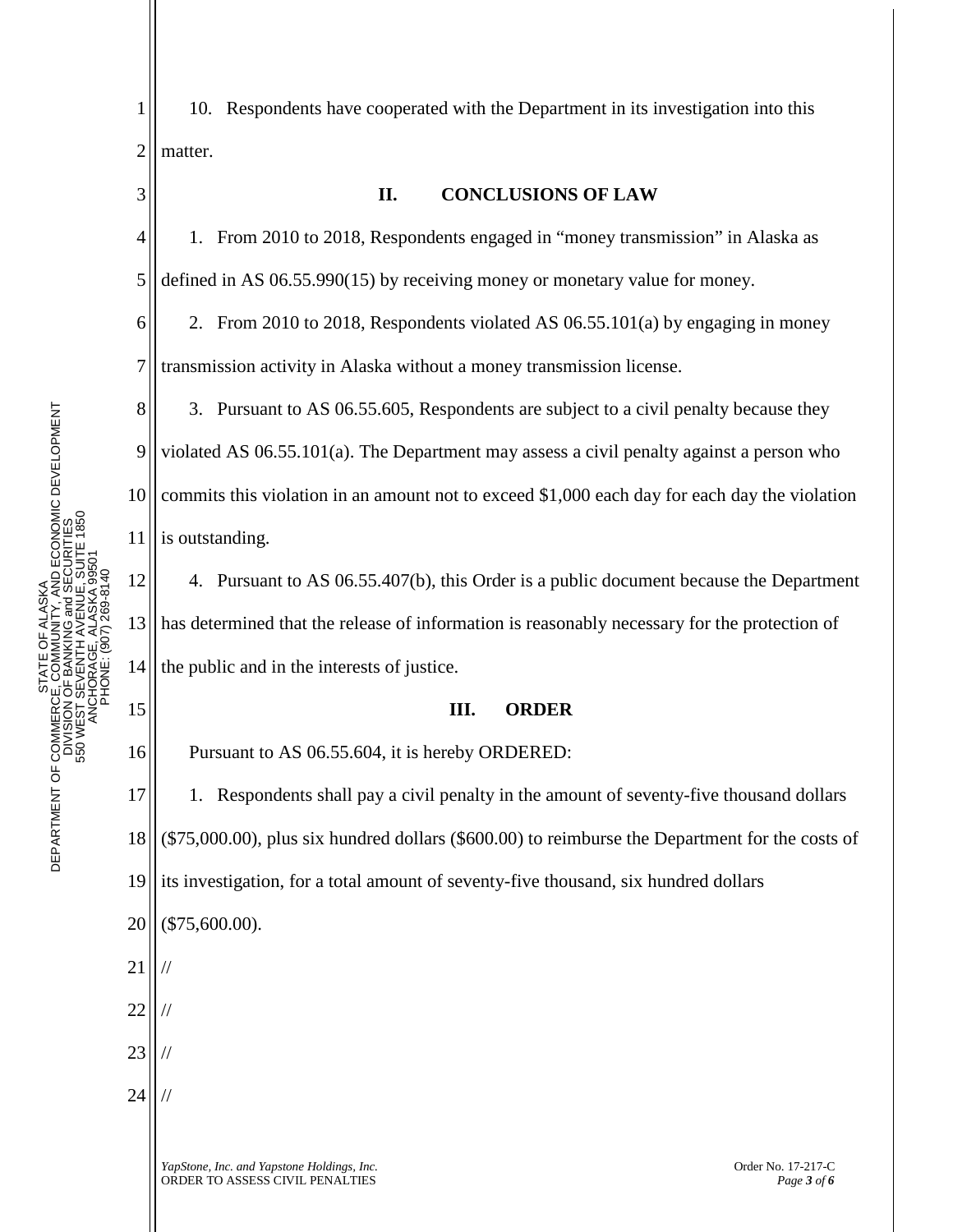10. Respondents have cooperated with the Department in its investigation into this matter.

## II. CONCLUSIONS OF LAW

1. From 2010 to 2018, Respondents engaged in "money transmission" in Alaska as defined in AS 06.55.990(15) by receiving money or monetary value for money.

2. From 2010 to 2018, Respondents violated AS 06.55.101(a) by engaging in money transmission activity in Alaska without a money transmission license.

3. Pursuant to AS 06.55.605, Respondents are subject to a civil penalty because they violated AS 06.55.101(a). The Department may assess a civil penalty against a person who commits this violation in an amount not to exceed $1,000 each day for each day the violation is outstanding.

4. Pursuant to AS 06.55.407(b), this Order is a public document because the Department has determined that the release of information is reasonably necessary for the protection of the public and in the interests of justice.

## III. ORDER

Pursuant to AS 06.55.604, it is hereby ORDERED:

1. Respondents shall pay a civil penalty in the amount of seventy-five thousand dollars ($75,000.00), plus six hundred dollars ($600.00) to reimburse the Department for the costs of its investigation, for a total amount of seventy-five thousand, six hundred dollars ($75,600.00).

//

//

//

//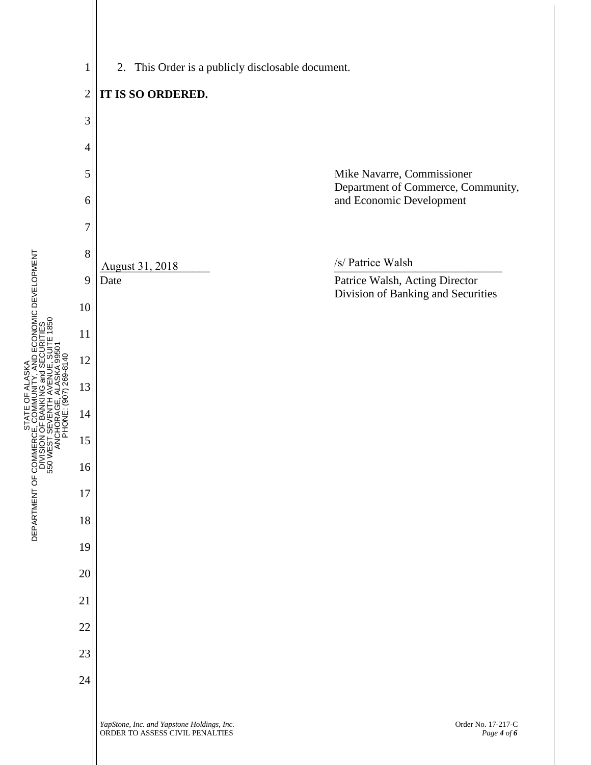2. This Order is a publicly disclosable document.

**IT IS SO ORDERED.**

Mike Navarre, Commissioner
Department of Commerce, Community, and Economic Development

August 31, 2018
Date

/s/ Patrice Walsh
Patrice Walsh, Acting Director
Division of Banking and Securities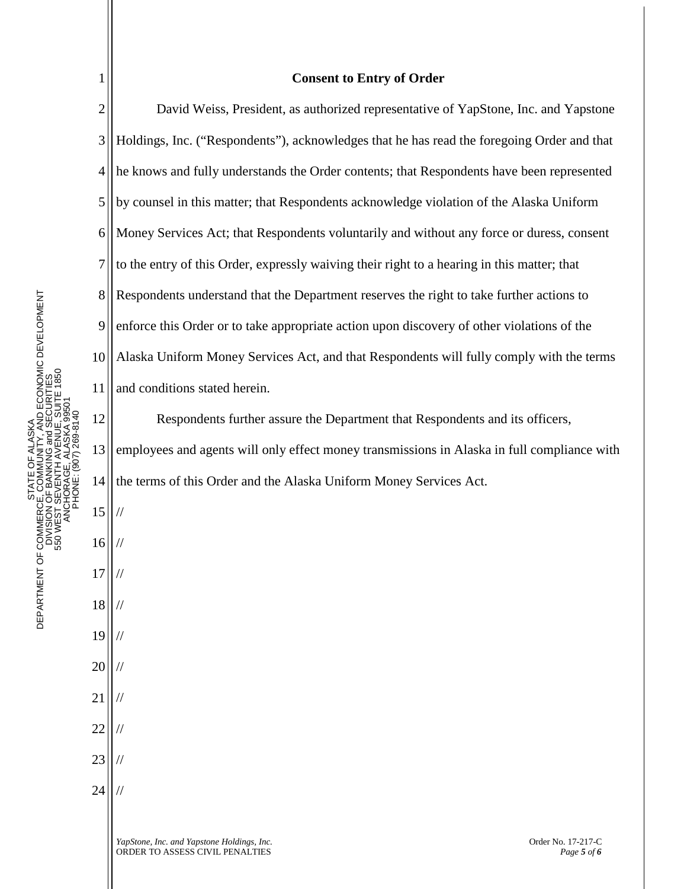## Consent to Entry of Order

David Weiss, President, as authorized representative of YapStone, Inc. and Yapstone Holdings, Inc. ("Respondents"), acknowledges that he has read the foregoing Order and that he knows and fully understands the Order contents; that Respondents have been represented by counsel in this matter; that Respondents acknowledge violation of the Alaska Uniform Money Services Act; that Respondents voluntarily and without any force or duress, consent to the entry of this Order, expressly waiving their right to a hearing in this matter; that Respondents understand that the Department reserves the right to take further actions to enforce this Order or to take appropriate action upon discovery of other violations of the Alaska Uniform Money Services Act, and that Respondents will fully comply with the terms and conditions stated herein.

Respondents further assure the Department that Respondents and its officers, employees and agents will only effect money transmissions in Alaska in full compliance with the terms of this Order and the Alaska Uniform Money Services Act.

//

//

//

//

//

//

//

//

//

//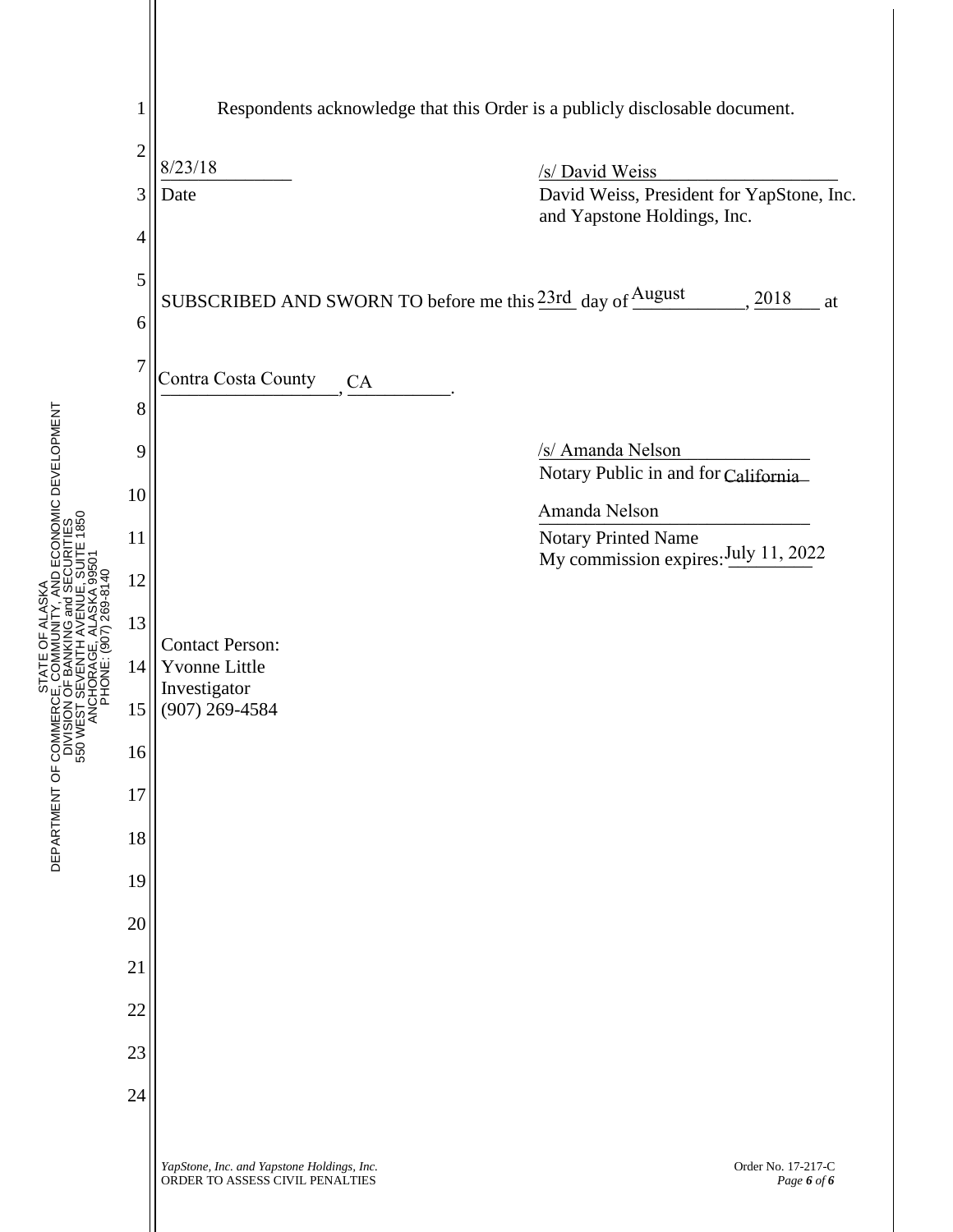Respondents acknowledge that this Order is a publicly disclosable document.

8/23/18
Date

/s/ David Weiss
David Weiss, President for YapStone, Inc. and Yapstone Holdings, Inc.

SUBSCRIBED AND SWORN TO before me this 23rd day of August, 2018 at Contra Costa County, CA.

/s/ Amanda Nelson
Notary Public in and for California

Amanda Nelson
Notary Printed Name
My commission expires: July 11, 2022

Contact Person:
Yvonne Little
Investigator
(907) 269-4584